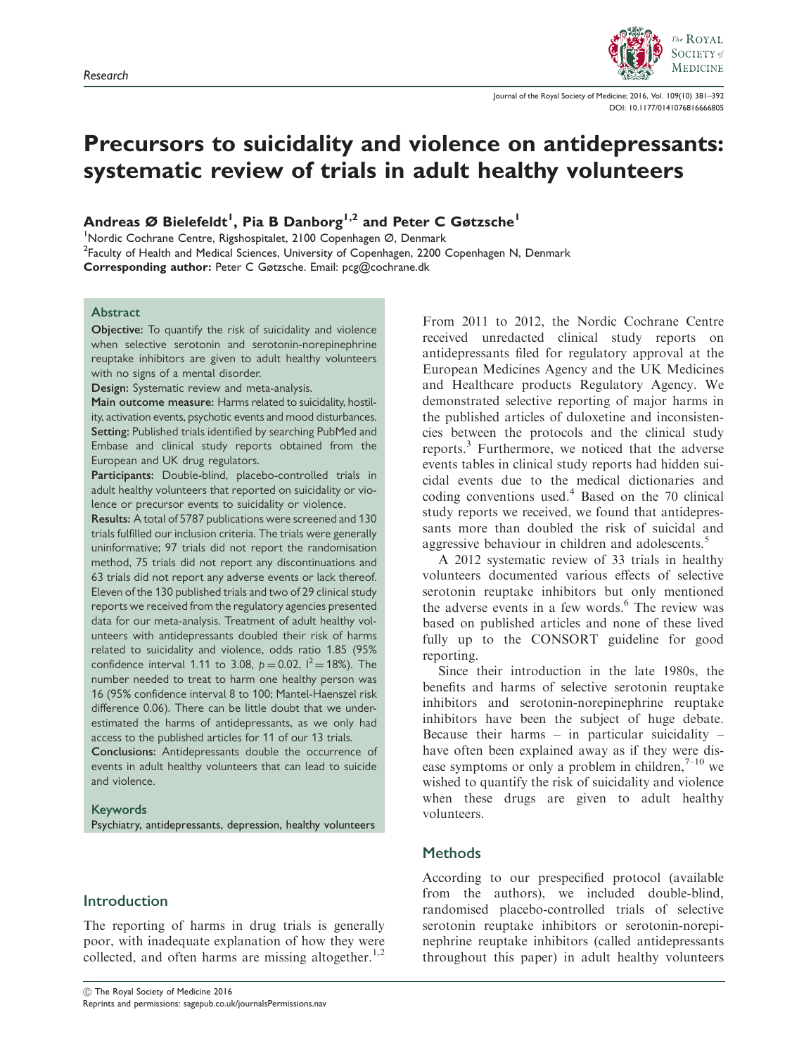Research

# Precursors to suicidality and violence on antidepressants: systematic review of trials in adult healthy volunteers

**Andreas Ø Bielefeldt[1], Pia B Danborg[1,2] and Peter C Gøtzsche[1]**

[1]Nordic Cochrane Centre, Rigshospitalet, 2100 Copenhagen Ø, Denmark
[2]Faculty of Health and Medical Sciences, University of Copenhagen, 2200 Copenhagen N, Denmark
**Corresponding author:** Peter C Gøtzsche. Email: pcg@cochrane.dk

## Abstract

**Objective:** To quantify the risk of suicidality and violence when selective serotonin and serotonin-norepinephrine reuptake inhibitors are given to adult healthy volunteers with no signs of a mental disorder.

**Design:** Systematic review and meta-analysis.

**Main outcome measure:** Harms related to suicidality, hostility, activation events, psychotic events and mood disturbances.

**Setting:** Published trials identified by searching PubMed and Embase and clinical study reports obtained from the European and UK drug regulators.

**Participants:** Double-blind, placebo-controlled trials in adult healthy volunteers that reported on suicidality or violence or precursor events to suicidality or violence.

**Results:** A total of 5787 publications were screened and 130 trials fulfilled our inclusion criteria. The trials were generally uninformative; 97 trials did not report the randomisation method, 75 trials did not report any discontinuations and 63 trials did not report any adverse events or lack thereof. Eleven of the 130 published trials and two of 29 clinical study reports we received from the regulatory agencies presented data for our meta-analysis. Treatment of adult healthy volunteers with antidepressants doubled their risk of harms related to suicidality and violence, odds ratio 1.85 (95% confidence interval 1.11 to 3.08, $p = 0.02$, $I^2 = 18\%$). The number needed to treat to harm one healthy person was 16 (95% confidence interval 8 to 100; Mantel-Haenszel risk difference 0.06). There can be little doubt that we underestimated the harms of antidepressants, as we only had access to the published articles for 11 of our 13 trials.

**Conclusions:** Antidepressants double the occurrence of events in adult healthy volunteers that can lead to suicide and violence.

**Keywords**

Psychiatry, antidepressants, depression, healthy volunteers

## Introduction

The reporting of harms in drug trials is generally poor, with inadequate explanation of how they were collected, and often harms are missing altogether.[1,2] From 2011 to 2012, the Nordic Cochrane Centre received unredacted clinical study reports on antidepressants filed for regulatory approval at the European Medicines Agency and the UK Medicines and Healthcare products Regulatory Agency. We demonstrated selective reporting of major harms in the published articles of duloxetine and inconsistencies between the protocols and the clinical study reports.[3] Furthermore, we noticed that the adverse events tables in clinical study reports had hidden suicidal events due to the medical dictionaries and coding conventions used.[4] Based on the 70 clinical study reports we received, we found that antidepressants more than doubled the risk of suicidal and aggressive behaviour in children and adolescents.[5]

A 2012 systematic review of 33 trials in healthy volunteers documented various effects of selective serotonin reuptake inhibitors but only mentioned the adverse events in a few words.[6] The review was based on published articles and none of these lived fully up to the CONSORT guideline for good reporting.

Since their introduction in the late 1980s, the benefits and harms of selective serotonin reuptake inhibitors and serotonin-norepinephrine reuptake inhibitors have been the subject of huge debate. Because their harms – in particular suicidality – have often been explained away as if they were disease symptoms or only a problem in children,[7–10] we wished to quantify the risk of suicidality and violence when these drugs are given to adult healthy volunteers.

## Methods

According to our prespecified protocol (available from the authors), we included double-blind, randomised placebo-controlled trials of selective serotonin reuptake inhibitors or serotonin-norepinephrine reuptake inhibitors (called antidepressants throughout this paper) in adult healthy volunteers

© The Royal Society of Medicine 2016
Reprints and permissions: sagepub.co.uk/journalsPermissions.nav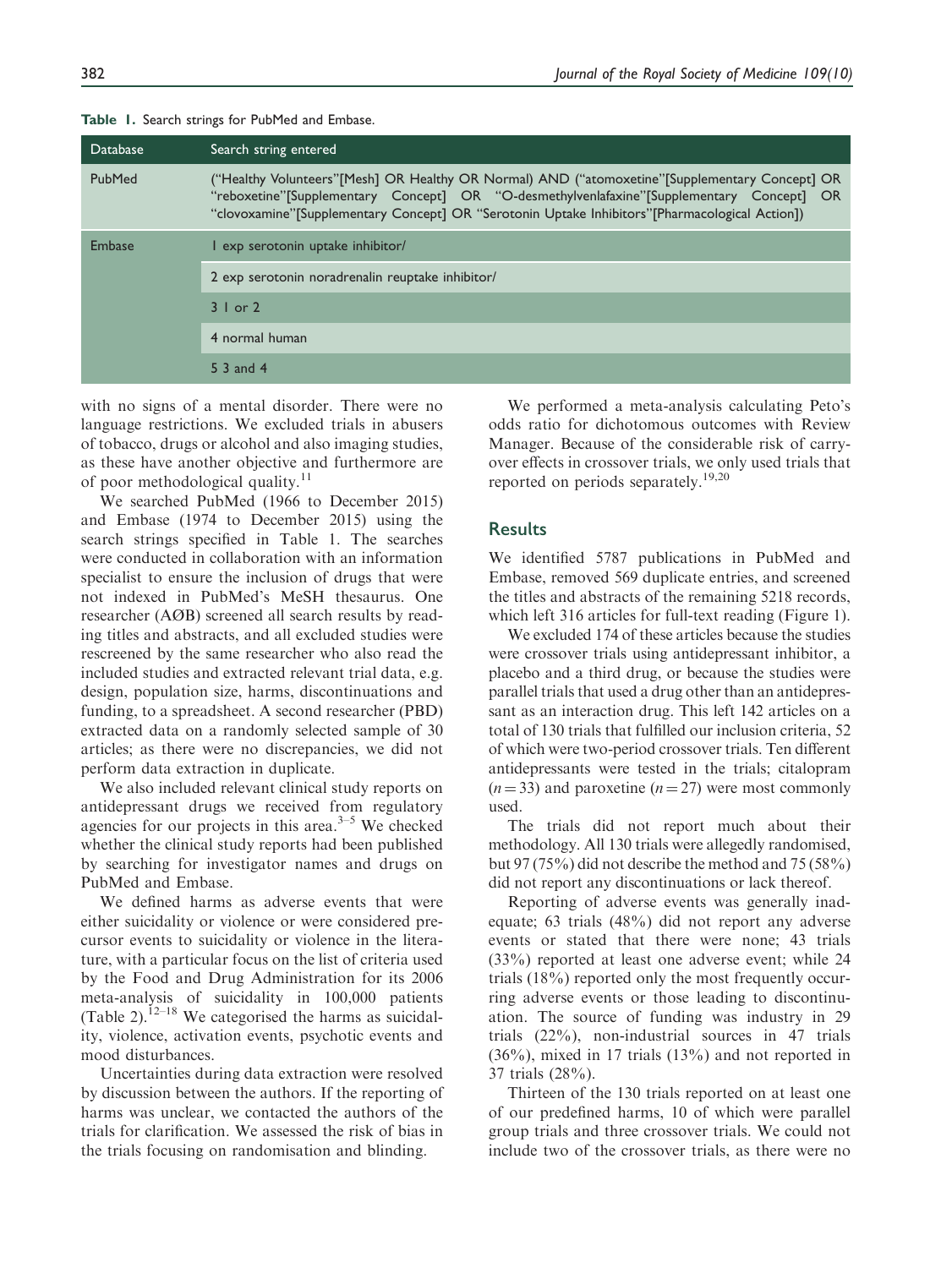**Table 1.** Search strings for PubMed and Embase.

| Database | Search string entered |
| --- | --- |
| PubMed | ("Healthy Volunteers"[Mesh] OR Healthy OR Normal) AND ("atomoxetine"[Supplementary Concept] OR "reboxetine"[Supplementary Concept] OR "O-desmethylvenlafaxine"[Supplementary Concept] OR "clovoxamine"[Supplementary Concept] OR "Serotonin Uptake Inhibitors"[Pharmacological Action]) |
| Embase | 1 exp serotonin uptake inhibitor/ |
| | 2 exp serotonin noradrenalin reuptake inhibitor/ |
| | 3 1 or 2 |
| | 4 normal human |
| | 5 3 and 4 |

with no signs of a mental disorder. There were no language restrictions. We excluded trials in abusers of tobacco, drugs or alcohol and also imaging studies, as these have another objective and furthermore are of poor methodological quality.[11]

We searched PubMed (1966 to December 2015) and Embase (1974 to December 2015) using the search strings specified in Table 1. The searches were conducted in collaboration with an information specialist to ensure the inclusion of drugs that were not indexed in PubMed's MeSH thesaurus. One researcher (AØB) screened all search results by reading titles and abstracts, and all excluded studies were rescreened by the same researcher who also read the included studies and extracted relevant trial data, e.g. design, population size, harms, discontinuations and funding, to a spreadsheet. A second researcher (PBD) extracted data on a randomly selected sample of 30 articles; as there were no discrepancies, we did not perform data extraction in duplicate.

We also included relevant clinical study reports on antidepressant drugs we received from regulatory agencies for our projects in this area.[3–5] We checked whether the clinical study reports had been published by searching for investigator names and drugs on PubMed and Embase.

We defined harms as adverse events that were either suicidality or violence or were considered precursor events to suicidality or violence in the literature, with a particular focus on the list of criteria used by the Food and Drug Administration for its 2006 meta-analysis of suicidality in 100,000 patients (Table 2).[12–18] We categorised the harms as suicidality, violence, activation events, psychotic events and mood disturbances.

Uncertainties during data extraction were resolved by discussion between the authors. If the reporting of harms was unclear, we contacted the authors of the trials for clarification. We assessed the risk of bias in the trials focusing on randomisation and blinding.

We performed a meta-analysis calculating Peto's odds ratio for dichotomous outcomes with Review Manager. Because of the considerable risk of carryover effects in crossover trials, we only used trials that reported on periods separately.[19,20]

## Results

We identified 5787 publications in PubMed and Embase, removed 569 duplicate entries, and screened the titles and abstracts of the remaining 5218 records, which left 316 articles for full-text reading (Figure 1).

We excluded 174 of these articles because the studies were crossover trials using antidepressant inhibitor, a placebo and a third drug, or because the studies were parallel trials that used a drug other than an antidepressant as an interaction drug. This left 142 articles on a total of 130 trials that fulfilled our inclusion criteria, 52 of which were two-period crossover trials. Ten different antidepressants were tested in the trials; citalopram ($n = 33$) and paroxetine ($n = 27$) were most commonly used.

The trials did not report much about their methodology. All 130 trials were allegedly randomised, but 97 (75%) did not describe the method and 75 (58%) did not report any discontinuations or lack thereof.

Reporting of adverse events was generally inadequate; 63 trials (48%) did not report any adverse events or stated that there were none; 43 trials (33%) reported at least one adverse event; while 24 trials (18%) reported only the most frequently occurring adverse events or those leading to discontinuation. The source of funding was industry in 29 trials (22%), non-industrial sources in 47 trials (36%), mixed in 17 trials (13%) and not reported in 37 trials (28%).

Thirteen of the 130 trials reported on at least one of our predefined harms, 10 of which were parallel group trials and three crossover trials. We could not include two of the crossover trials, as there were no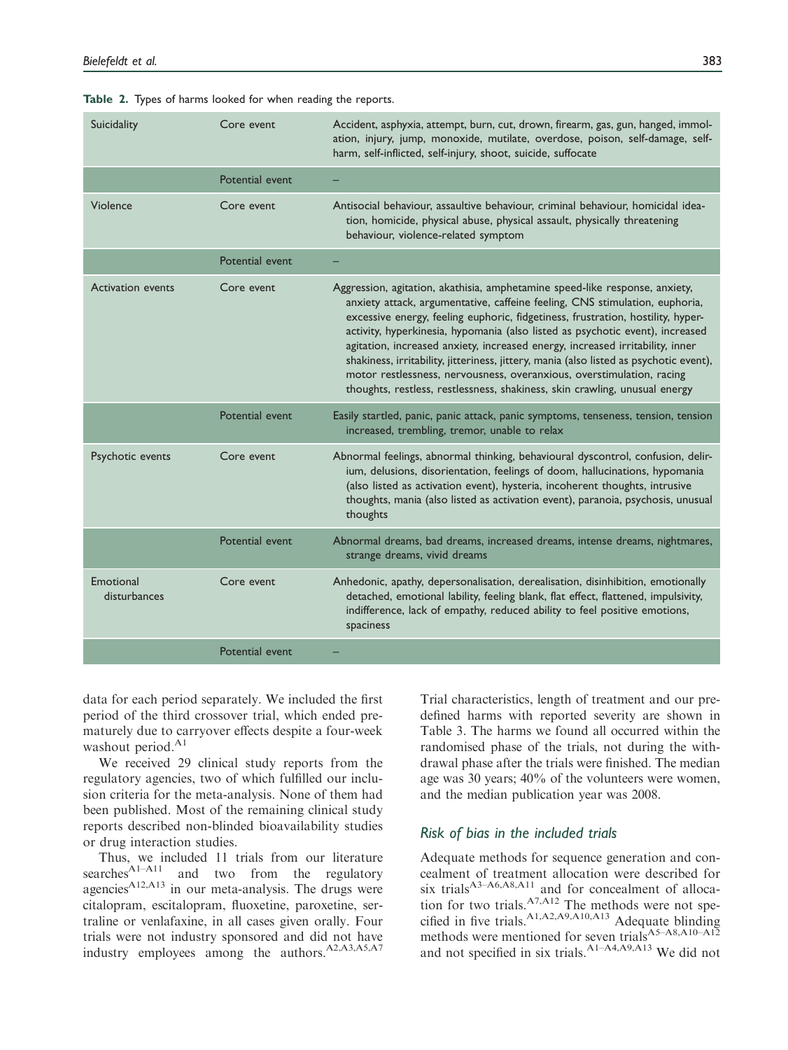**Table 2.** Types of harms looked for when reading the reports.

| | | |
|---|---|---|
| Suicidality | Core event | Accident, asphyxia, attempt, burn, cut, drown, firearm, gas, gun, hanged, immolation, injury, jump, monoxide, mutilate, overdose, poison, self-damage, self-harm, self-inflicted, self-injury, shoot, suicide, suffocate |
| | Potential event | – |
| Violence | Core event | Antisocial behaviour, assaultive behaviour, criminal behaviour, homicidal ideation, homicide, physical abuse, physical assault, physically threatening behaviour, violence-related symptom |
| | Potential event | – |
| Activation events | Core event | Aggression, agitation, akathisia, amphetamine speed-like response, anxiety, anxiety attack, argumentative, caffeine feeling, CNS stimulation, euphoria, excessive energy, feeling euphoric, fidgetiness, frustration, hostility, hyperactivity, hyperkinesia, hypomania (also listed as psychotic event), increased agitation, increased anxiety, increased energy, increased irritability, inner shakiness, irritability, jitteriness, jittery, mania (also listed as psychotic event), motor restlessness, nervousness, overanxious, overstimulation, racing thoughts, restless, restlessness, shakiness, skin crawling, unusual energy |
| | Potential event | Easily startled, panic, panic attack, panic symptoms, tenseness, tension, tension increased, trembling, tremor, unable to relax |
| Psychotic events | Core event | Abnormal feelings, abnormal thinking, behavioural dyscontrol, confusion, delirium, delusions, disorientation, feelings of doom, hallucinations, hypomania (also listed as activation event), hysteria, incoherent thoughts, intrusive thoughts, mania (also listed as activation event), paranoia, psychosis, unusual thoughts |
| | Potential event | Abnormal dreams, bad dreams, increased dreams, intense dreams, nightmares, strange dreams, vivid dreams |
| Emotional disturbances | Core event | Anhedonic, apathy, depersonalisation, derealisation, disinhibition, emotionally detached, emotional lability, feeling blank, flat effect, flattened, impulsivity, indifference, lack of empathy, reduced ability to feel positive emotions, spaciness |
| | Potential event | – |

data for each period separately. We included the first period of the third crossover trial, which ended prematurely due to carryover effects despite a four-week washout period.[A1]

We received 29 clinical study reports from the regulatory agencies, two of which fulfilled our inclusion criteria for the meta-analysis. None of them had been published. Most of the remaining clinical study reports described non-blinded bioavailability studies or drug interaction studies.

Thus, we included 11 trials from our literature searches[A1–A11] and two from the regulatory agencies[A12,A13] in our meta-analysis. The drugs were citalopram, escitalopram, fluoxetine, paroxetine, sertraline or venlafaxine, in all cases given orally. Four trials were not industry sponsored and did not have industry employees among the authors.[A2,A3,A5,A7] Trial characteristics, length of treatment and our predefined harms with reported severity are shown in Table 3. The harms we found all occurred within the randomised phase of the trials, not during the withdrawal phase after the trials were finished. The median age was 30 years; 40% of the volunteers were women, and the median publication year was 2008.

## Risk of bias in the included trials

Adequate methods for sequence generation and concealment of treatment allocation were described for six trials[A3–A6,A8,A11] and for concealment of allocation for two trials.[A7,A12] The methods were not specified in five trials.[A1,A2,A9,A10,A13] Adequate blinding methods were mentioned for seven trials[A5–A8,A10–A12] and not specified in six trials.[A1–A4,A9,A13] We did not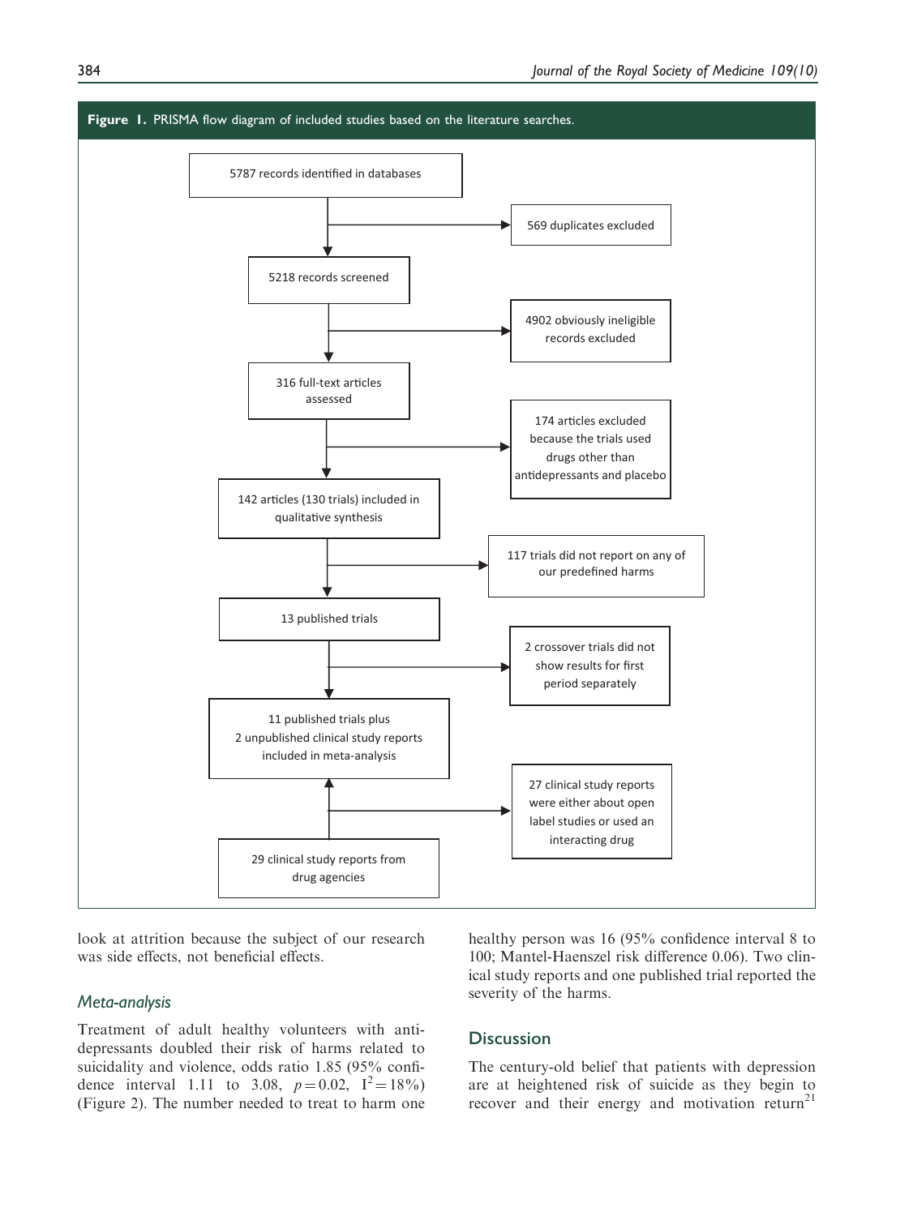**Figure 1.** PRISMA flow diagram of included studies based on the literature searches.

- 5787 records identified in databases
  - → 569 duplicates excluded
- 5218 records screened
  - → 4902 obviously ineligible records excluded
- 316 full-text articles assessed
  - → 174 articles excluded because the trials used drugs other than antidepressants and placebo
- 142 articles (130 trials) included in qualitative synthesis
  - → 117 trials did not report on any of our predefined harms
- 13 published trials
  - → 2 crossover trials did not show results for first period separately
- 11 published trials plus 2 unpublished clinical study reports included in meta-analysis
- 29 clinical study reports from drug agencies (→ 11 published trials plus 2 unpublished clinical study reports included in meta-analysis)
  - → 27 clinical study reports were either about open label studies or used an interacting drug

look at attrition because the subject of our research was side effects, not beneficial effects.

## Meta-analysis

Treatment of adult healthy volunteers with antidepressants doubled their risk of harms related to suicidality and violence, odds ratio 1.85 (95% confidence interval 1.11 to 3.08, $p = 0.02$, $I^2 = 18\%$) (Figure 2). The number needed to treat to harm one healthy person was 16 (95% confidence interval 8 to 100; Mantel-Haenszel risk difference 0.06). Two clinical study reports and one published trial reported the severity of the harms.

## Discussion

The century-old belief that patients with depression are at heightened risk of suicide as they begin to recover and their energy and motivation return[21]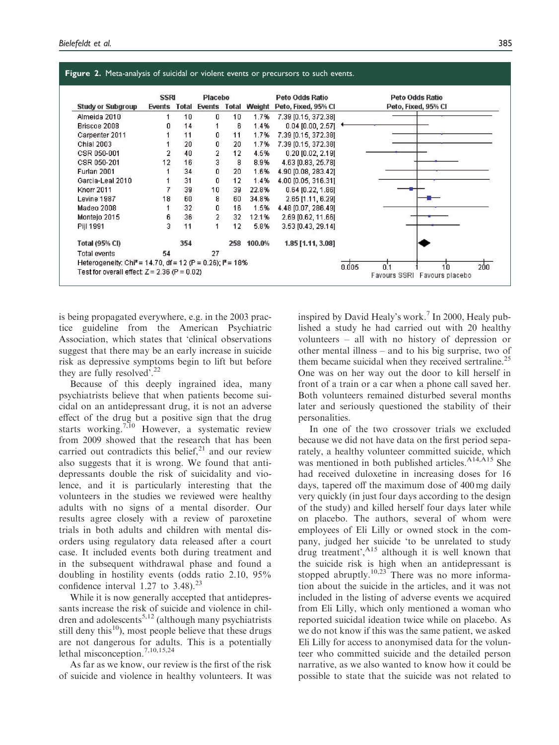**Figure 2.** Meta-analysis of suicidal or violent events or precursors to such events.

| Study or Subgroup | SSRI Events | SSRI Total | Placebo Events | Placebo Total | Weight | Peto Odds Ratio Peto, Fixed, 95% CI |
|---|---|---|---|---|---|---|
| Almeida 2010 | 1 | 10 | 0 | 10 | 1.7% | 7.39 [0.15, 372.38] |
| Briscoe 2008 | 0 | 14 | 1 | 6 | 1.4% | 0.04 [0.00, 2.57] |
| Carpenter 2011 | 1 | 11 | 0 | 11 | 1.7% | 7.39 [0.15, 372.38] |
| Chial 2003 | 1 | 20 | 0 | 20 | 1.7% | 7.39 [0.15, 372.38] |
| CSR 050-001 | 2 | 40 | 2 | 12 | 4.5% | 0.20 [0.02, 2.19] |
| CSR 050-201 | 12 | 16 | 3 | 8 | 8.9% | 4.63 [0.83, 25.78] |
| Furlan 2001 | 1 | 34 | 0 | 20 | 1.6% | 4.90 [0.08, 283.42] |
| Garcia-Leal 2010 | 1 | 31 | 0 | 12 | 1.4% | 4.00 [0.05, 316.31] |
| Knorr 2011 | 7 | 39 | 10 | 39 | 22.8% | 0.64 [0.22, 1.86] |
| Levine 1987 | 18 | 60 | 8 | 60 | 34.8% | 2.65 [1.11, 6.29] |
| Madeo 2008 | 1 | 32 | 0 | 16 | 1.5% | 4.48 [0.07, 286.49] |
| Montejo 2015 | 6 | 36 | 2 | 32 | 12.1% | 2.69 [0.62, 11.66] |
| Pijl 1991 | 3 | 11 | 1 | 12 | 5.8% | 3.53 [0.43, 29.14] |
| **Total (95% CI)** | | **354** | | **258** | **100.0%** | **1.85 [1.11, 3.08]** |
| Total events | 54 | | 27 | | | |

Heterogeneity: Chi² = 14.70, df = 12 (P = 0.26); I² = 18%
Test for overall effect: Z = 2.36 (P = 0.02)

Peto Odds Ratio, Peto, Fixed, 95% CI (axis: 0.005, 0.1, 1, 10, 200) — Favours SSRI / Favours placebo

is being propagated everywhere, e.g. in the 2003 practice guideline from the American Psychiatric Association, which states that 'clinical observations suggest that there may be an early increase in suicide risk as depressive symptoms begin to lift but before they are fully resolved'.[22]

Because of this deeply ingrained idea, many psychiatrists believe that when patients become suicidal on an antidepressant drug, it is not an adverse effect of the drug but a positive sign that the drug starts working.[7,10] However, a systematic review from 2009 showed that the research that has been carried out contradicts this belief,[21] and our review also suggests that it is wrong. We found that antidepressants double the risk of suicidality and violence, and it is particularly interesting that the volunteers in the studies we reviewed were healthy adults with no signs of a mental disorder. Our results agree closely with a review of paroxetine trials in both adults and children with mental disorders using regulatory data released after a court case. It included events both during treatment and in the subsequent withdrawal phase and found a doubling in hostility events (odds ratio 2.10, 95% confidence interval 1.27 to 3.48).[23]

While it is now generally accepted that antidepressants increase the risk of suicide and violence in children and adolescents[5,12] (although many psychiatrists still deny this[10]), most people believe that these drugs are not dangerous for adults. This is a potentially lethal misconception.[7,10,15,24]

As far as we know, our review is the first of the risk of suicide and violence in healthy volunteers. It was inspired by David Healy's work.[7] In 2000, Healy published a study he had carried out with 20 healthy volunteers – all with no history of depression or other mental illness – and to his big surprise, two of them became suicidal when they received sertraline.[25] One was on her way out the door to kill herself in front of a train or a car when a phone call saved her. Both volunteers remained disturbed several months later and seriously questioned the stability of their personalities.

In one of the two crossover trials we excluded because we did not have data on the first period separately, a healthy volunteer committed suicide, which was mentioned in both published articles.[A14,A15] She had received duloxetine in increasing doses for 16 days, tapered off the maximum dose of 400 mg daily very quickly (in just four days according to the design of the study) and killed herself four days later while on placebo. The authors, several of whom were employees of Eli Lilly or owned stock in the company, judged her suicide 'to be unrelated to study drug treatment',[A15] although it is well known that the suicide risk is high when an antidepressant is stopped abruptly.[10,23] There was no more information about the suicide in the articles, and it was not included in the listing of adverse events we acquired from Eli Lilly, which only mentioned a woman who reported suicidal ideation twice while on placebo. As we do not know if this was the same patient, we asked Eli Lilly for access to anonymised data for the volunteer who committed suicide and the detailed person narrative, as we also wanted to know how it could be possible to state that the suicide was not related to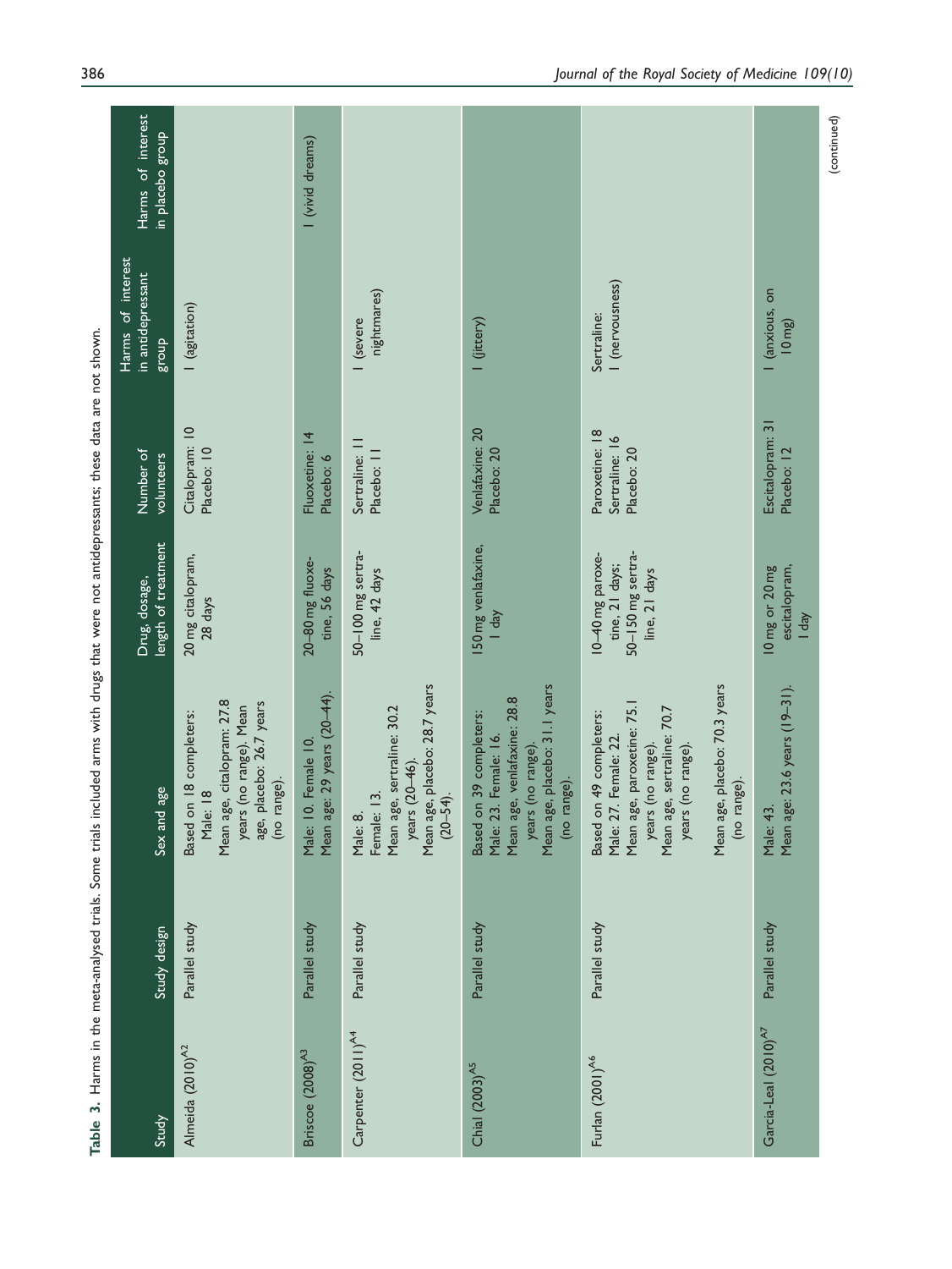**Table 3.** Harms in the meta-analysed trials. Some trials included arms with drugs that were not antidepressants; these data are not shown.

| Study | Study design | Sex and age | Drug, dosage, length of treatment | Number of volunteers | Harms of interest in antidepressant group | Harms of interest in placebo group |
|---|---|---|---|---|---|---|
| Almeida (2010)[A2] | Parallel study | Based on 18 completers: Male: 18 Mean age, citalopram: 27.8 years (no range). Mean age, placebo: 26.7 years (no range). | 20 mg citalopram, 28 days | Citalopram: 10 Placebo: 10 | 1 (agitation) | |
| Briscoe (2008)[A3] | Parallel study | Male: 10. Female 10. Mean age: 29 years (20–44). | 20–80 mg fluoxetine, 56 days | Fluoxetine: 14 Placebo: 6 | | 1 (vivid dreams) |
| Carpenter (2011)[A4] | Parallel study | Male: 8. Female: 13. Mean age, sertraline: 30.2 years (20–46). Mean age, placebo: 28.7 years (20–54). | 50–100 mg sertraline, 42 days | Sertraline: 11 Placebo: 11 | 1 (severe nightmares) | |
| Chial (2003)[A5] | Parallel study | Based on 39 completers: Male: 23. Female: 16. Mean age, venlafaxine: 28.8 years (no range). Mean age, placebo: 31.1 years (no range). | 150 mg venlafaxine, 1 day | Venlafaxine: 20 Placebo: 20 | 1 (jittery) | |
| Furlan (2001)[A6] | Parallel study | Based on 49 completers: Male: 27. Female: 22. Mean age, paroxetine: 75.1 years (no range). Mean age, sertraline: 70.7 years (no range). Mean age, placebo: 70.3 years (no range). | 10–40 mg paroxetine, 21 days; 50–150 mg sertraline, 21 days | Paroxetine: 18 Sertraline: 16 Placebo: 20 | Sertraline: 1 (nervousness) | |
| Garcia-Leal (2010)[A7] | Parallel study | Male: 43. Mean age: 23.6 years (19–31). | 10 mg or 20 mg escitalopram, 1 day | Escitalopram: 31 Placebo: 12 | 1 (anxious, on 10 mg) | |

(continued)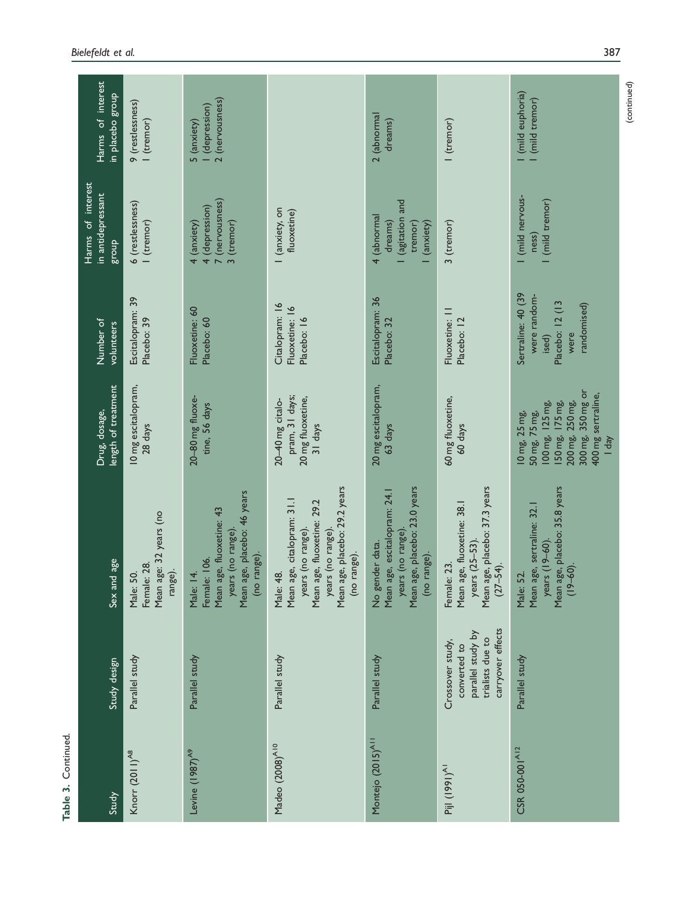**Table 3.** Continued.

| Study | Study design | Sex and age | Drug, dosage, length of treatment | Number of volunteers | Harms of interest in antidepressant group | Harms of interest in placebo group |
|---|---|---|---|---|---|---|
| Knorr (2011)[A8] | Parallel study | Male: 50. Female: 28. Mean age: 32 years (no range). | 10 mg escitalopram, 28 days | Escitalopram: 39 Placebo: 39 | 6 (restlessness) 1 (tremor) | 9 (restlessness) 1 (tremor) |
| Levine (1987)[A9] | Parallel study | Male: 14. Female: 106. Mean age, fluoxetine: 43 years (no range). Mean age, placebo: 46 years (no range). | 20–80 mg fluoxetine, 56 days | Fluoxetine: 60 Placebo: 60 | 4 (anxiety) 4 (depression) 7 (nervousness) 3 (tremor) | 5 (anxiety) 1 (depression) 2 (nervousness) |
| Madeo (2008)[A10] | Parallel study | Male: 48. Mean age, citalopram: 31.1 years (no range). Mean age, fluoxetine: 29.2 years (no range). Mean age, placebo: 29.2 years (no range). | 20–40 mg citalopram, 31 days; 20 mg fluoxetine, 31 days | Citalopram: 16 Fluoxetine: 16 Placebo: 16 | 1 (anxiety, on fluoxetine) | |
| Montejo (2015)[A11] | Parallel study | No gender data. Mean age, escitalopram: 24.1 years (no range). Mean age, placebo: 23.0 years (no range). | 20 mg escitalopram, 63 days | Escitalopram: 36 Placebo: 32 | 4 (abnormal dreams) 1 (agitation and tremor) 1 (anxiety) | 2 (abnormal dreams) |
| Pijl (1991)[A1] | Crossover study, converted to parallel study by trialists due to carryover effects | Female: 23. Mean age, fluoxetine: 38.1 years (25–53). Mean age, placebo: 37.3 years (27–54). | 60 mg fluoxetine, 60 days | Fluoxetine: 11 Placebo: 12 | 3 (tremor) | 1 (tremor) |
| CSR 050-001[A12] | Parallel study | Male: 52. Mean age, sertraline: 32.1 years (19–60). Mean age, placebo: 35.8 years (19–60). | 10 mg, 25 mg, 50 mg, 75 mg, 100 mg, 125 mg, 150 mg, 175 mg, 200 mg, 250 mg, 300 mg, 350 mg or 400 mg sertraline, 1 day | Sertraline: 40 (39 were randomised) Placebo: 12 (13 were randomised) | 1 (mild nervousness) 1 (mild tremor) | 1 (mild euphoria) 1 (mild tremor) |

(continued)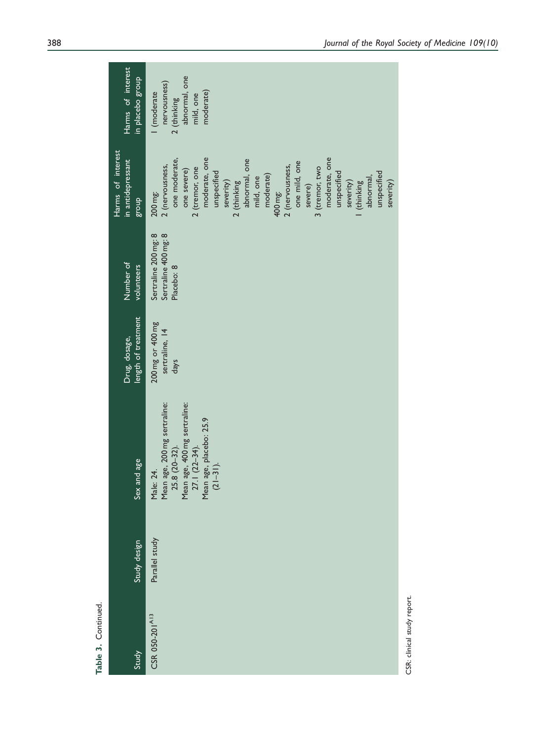**Table 3.** Continued.

| Study | Study design | Sex and age | Drug, dosage, length of treatment | Number of volunteers | Harms of interest in antidepressant group | Harms of interest in placebo group |
|---|---|---|---|---|---|---|
| CSR 050-201[A13] | Parallel study | Male: 24. Mean age, 200 mg sertraline: 25.8 (20–32). Mean age, 400 mg sertraline: 27.1 (22–34). Mean age, placebo: 25.9 (21–31). | 200 mg or 400 mg sertraline, 14 days | Sertraline 200 mg: 8 Sertraline 400 mg: 8 Placebo: 8 | 200 mg: 2 (nervousness, one moderate, one severe) 2 (tremor, one moderate, one unspecified severity) 2 (thinking abnormal, one mild, one moderate) 400 mg: 2 (nervousness, one mild, one severe) 3 (tremor, two moderate, one unspecified severity) 1 (thinking abnormal, unspecified severity) | 1 (moderate nervousness) 2 (thinking abnormal, one mild, one moderate) |

CSR: clinical study report.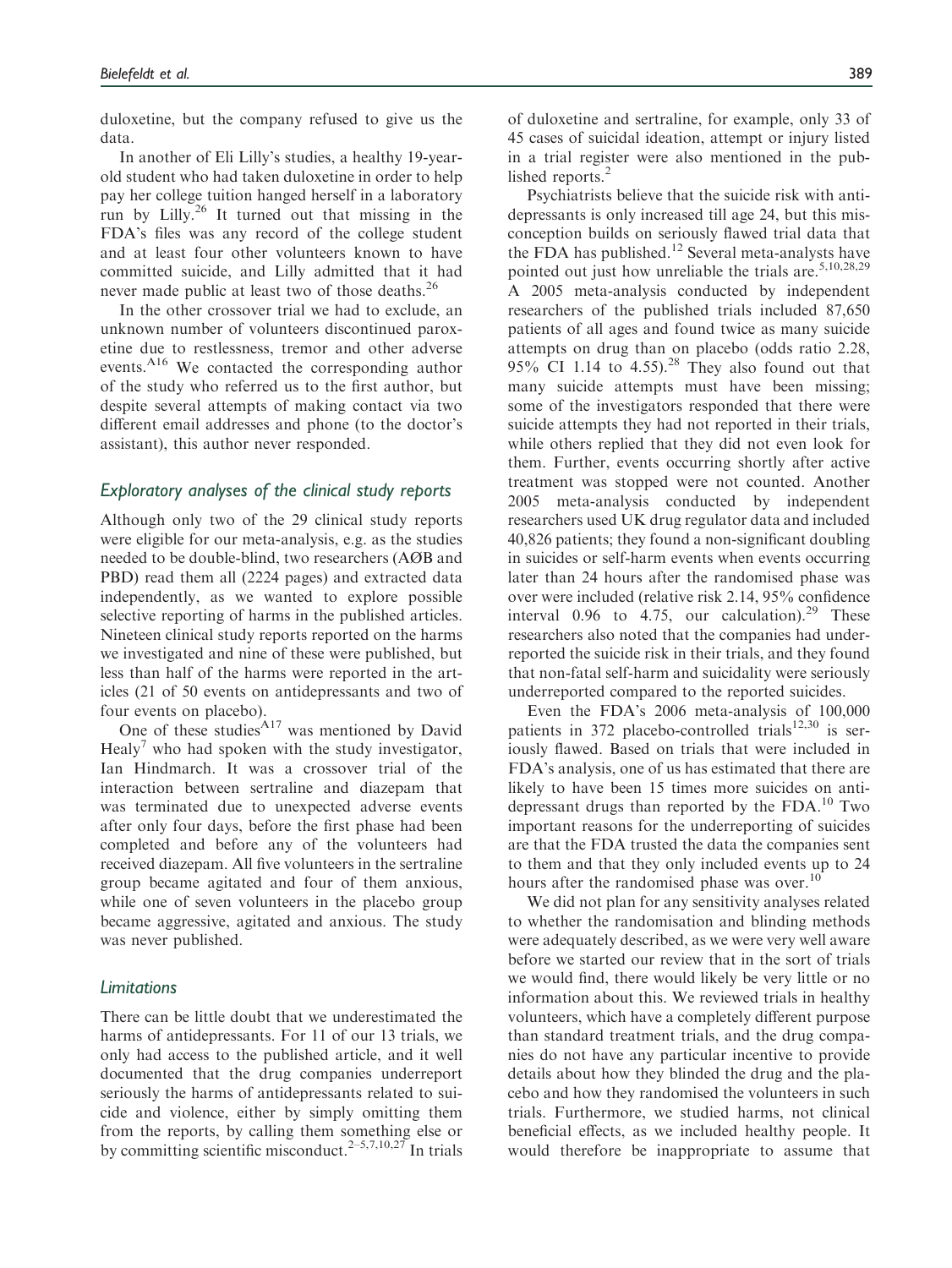duloxetine, but the company refused to give us the data.

In another of Eli Lilly's studies, a healthy 19-year-old student who had taken duloxetine in order to help pay her college tuition hanged herself in a laboratory run by Lilly.[26] It turned out that missing in the FDA's files was any record of the college student and at least four other volunteers known to have committed suicide, and Lilly admitted that it had never made public at least two of those deaths.[26]

In the other crossover trial we had to exclude, an unknown number of volunteers discontinued paroxetine due to restlessness, tremor and other adverse events.[A16] We contacted the corresponding author of the study who referred us to the first author, but despite several attempts of making contact via two different email addresses and phone (to the doctor's assistant), this author never responded.

### *Exploratory analyses of the clinical study reports*

Although only two of the 29 clinical study reports were eligible for our meta-analysis, e.g. as the studies needed to be double-blind, two researchers (AØB and PBD) read them all (2224 pages) and extracted data independently, as we wanted to explore possible selective reporting of harms in the published articles. Nineteen clinical study reports reported on the harms we investigated and nine of these were published, but less than half of the harms were reported in the articles (21 of 50 events on antidepressants and two of four events on placebo).

One of these studies[A17] was mentioned by David Healy[7] who had spoken with the study investigator, Ian Hindmarch. It was a crossover trial of the interaction between sertraline and diazepam that was terminated due to unexpected adverse events after only four days, before the first phase had been completed and before any of the volunteers had received diazepam. All five volunteers in the sertraline group became agitated and four of them anxious, while one of seven volunteers in the placebo group became aggressive, agitated and anxious. The study was never published.

### *Limitations*

There can be little doubt that we underestimated the harms of antidepressants. For 11 of our 13 trials, we only had access to the published article, and it well documented that the drug companies underreport seriously the harms of antidepressants related to suicide and violence, either by simply omitting them from the reports, by calling them something else or by committing scientific misconduct.[2–5,7,10,27] In trials of duloxetine and sertraline, for example, only 33 of 45 cases of suicidal ideation, attempt or injury listed in a trial register were also mentioned in the published reports.[2]

Psychiatrists believe that the suicide risk with antidepressants is only increased till age 24, but this misconception builds on seriously flawed trial data that the FDA has published.[12] Several meta-analysts have pointed out just how unreliable the trials are.[5,10,28,29] A 2005 meta-analysis conducted by independent researchers of the published trials included 87,650 patients of all ages and found twice as many suicide attempts on drug than on placebo (odds ratio 2.28, 95% CI 1.14 to 4.55).[28] They also found out that many suicide attempts must have been missing; some of the investigators responded that there were suicide attempts they had not reported in their trials, while others replied that they did not even look for them. Further, events occurring shortly after active treatment was stopped were not counted. Another 2005 meta-analysis conducted by independent researchers used UK drug regulator data and included 40,826 patients; they found a non-significant doubling in suicides or self-harm events when events occurring later than 24 hours after the randomised phase was over were included (relative risk 2.14, 95% confidence interval 0.96 to 4.75, our calculation).[29] These researchers also noted that the companies had underreported the suicide risk in their trials, and they found that non-fatal self-harm and suicidality were seriously underreported compared to the reported suicides.

Even the FDA's 2006 meta-analysis of 100,000 patients in 372 placebo-controlled trials[12,30] is seriously flawed. Based on trials that were included in FDA's analysis, one of us has estimated that there are likely to have been 15 times more suicides on antidepressant drugs than reported by the FDA.[10] Two important reasons for the underreporting of suicides are that the FDA trusted the data the companies sent to them and that they only included events up to 24 hours after the randomised phase was over.[10]

We did not plan for any sensitivity analyses related to whether the randomisation and blinding methods were adequately described, as we were very well aware before we started our review that in the sort of trials we would find, there would likely be very little or no information about this. We reviewed trials in healthy volunteers, which have a completely different purpose than standard treatment trials, and the drug companies do not have any particular incentive to provide details about how they blinded the drug and the placebo and how they randomised the volunteers in such trials. Furthermore, we studied harms, not clinical beneficial effects, as we included healthy people. It would therefore be inappropriate to assume that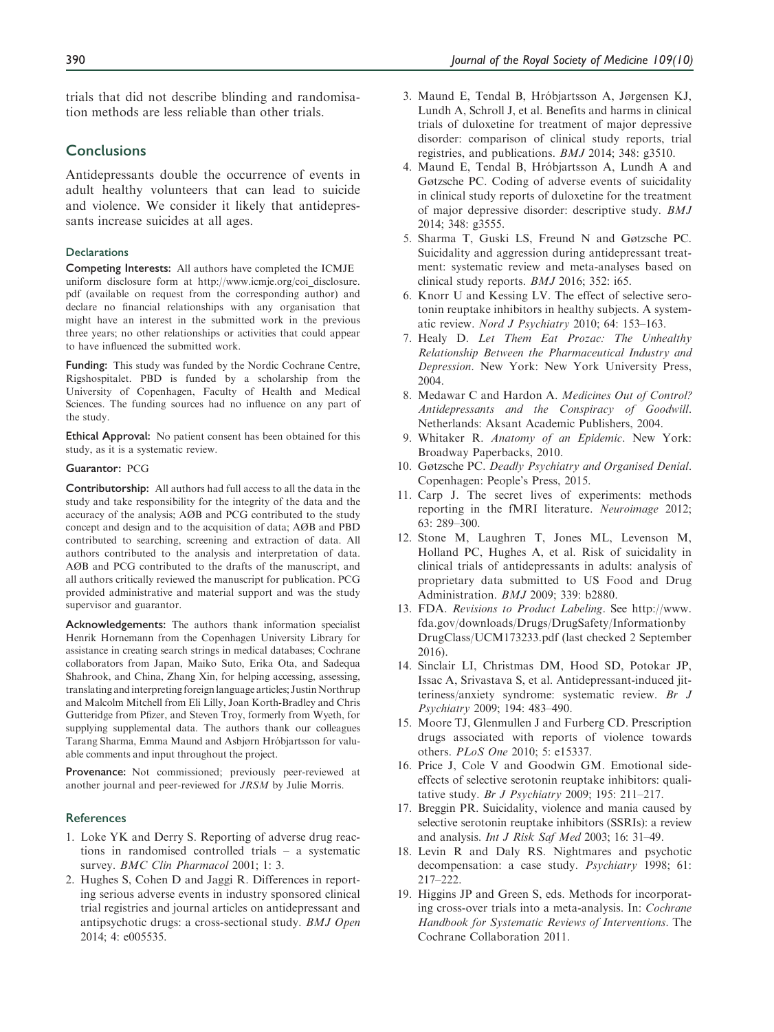trials that did not describe blinding and randomisation methods are less reliable than other trials.

## Conclusions

Antidepressants double the occurrence of events in adult healthy volunteers that can lead to suicide and violence. We consider it likely that antidepressants increase suicides at all ages.

### Declarations

**Competing Interests:** All authors have completed the ICMJE uniform disclosure form at http://www.icmje.org/coi_disclosure.pdf (available on request from the corresponding author) and declare no financial relationships with any organisation that might have an interest in the submitted work in the previous three years; no other relationships or activities that could appear to have influenced the submitted work.

**Funding:** This study was funded by the Nordic Cochrane Centre, Rigshospitalet. PBD is funded by a scholarship from the University of Copenhagen, Faculty of Health and Medical Sciences. The funding sources had no influence on any part of the study.

**Ethical Approval:** No patient consent has been obtained for this study, as it is a systematic review.

**Guarantor:** PCG

**Contributorship:** All authors had full access to all the data in the study and take responsibility for the integrity of the data and the accuracy of the analysis; AØB and PCG contributed to the study concept and design and to the acquisition of data; AØB and PBD contributed to searching, screening and extraction of data. All authors contributed to the analysis and interpretation of data. AØB and PCG contributed to the drafts of the manuscript, and all authors critically reviewed the manuscript for publication. PCG provided administrative and material support and was the study supervisor and guarantor.

**Acknowledgements:** The authors thank information specialist Henrik Hornemann from the Copenhagen University Library for assistance in creating search strings in medical databases; Cochrane collaborators from Japan, Maiko Suto, Erika Ota, and Sadequa Shahrook, and China, Zhang Xin, for helping accessing, assessing, translating and interpreting foreign language articles; Justin Northrup and Malcolm Mitchell from Eli Lilly, Joan Korth-Bradley and Chris Gutteridge from Pfizer, and Steven Troy, formerly from Wyeth, for supplying supplemental data. The authors thank our colleagues Tarang Sharma, Emma Maund and Asbjørn Hróbjartsson for valuable comments and input throughout the project.

**Provenance:** Not commissioned; previously peer-reviewed at another journal and peer-reviewed for *JRSM* by Julie Morris.

### References

1. Loke YK and Derry S. Reporting of adverse drug reactions in randomised controlled trials – a systematic survey. *BMC Clin Pharmacol* 2001; 1: 3.
2. Hughes S, Cohen D and Jaggi R. Differences in reporting serious adverse events in industry sponsored clinical trial registries and journal articles on antidepressant and antipsychotic drugs: a cross-sectional study. *BMJ Open* 2014; 4: e005535.
3. Maund E, Tendal B, Hróbjartsson A, Jørgensen KJ, Lundh A, Schroll J, et al. Benefits and harms in clinical trials of duloxetine for treatment of major depressive disorder: comparison of clinical study reports, trial registries, and publications. *BMJ* 2014; 348: g3510.
4. Maund E, Tendal B, Hróbjartsson A, Lundh A and Gøtzsche PC. Coding of adverse events of suicidality in clinical study reports of duloxetine for the treatment of major depressive disorder: descriptive study. *BMJ* 2014; 348: g3555.
5. Sharma T, Guski LS, Freund N and Gøtzsche PC. Suicidality and aggression during antidepressant treatment: systematic review and meta-analyses based on clinical study reports. *BMJ* 2016; 352: i65.
6. Knorr U and Kessing LV. The effect of selective serotonin reuptake inhibitors in healthy subjects. A systematic review. *Nord J Psychiatry* 2010; 64: 153–163.
7. Healy D. *Let Them Eat Prozac: The Unhealthy Relationship Between the Pharmaceutical Industry and Depression*. New York: New York University Press, 2004.
8. Medawar C and Hardon A. *Medicines Out of Control? Antidepressants and the Conspiracy of Goodwill*. Netherlands: Aksant Academic Publishers, 2004.
9. Whitaker R. *Anatomy of an Epidemic*. New York: Broadway Paperbacks, 2010.
10. Gøtzsche PC. *Deadly Psychiatry and Organised Denial*. Copenhagen: People's Press, 2015.
11. Carp J. The secret lives of experiments: methods reporting in the fMRI literature. *Neuroimage* 2012; 63: 289–300.
12. Stone M, Laughren T, Jones ML, Levenson M, Holland PC, Hughes A, et al. Risk of suicidality in clinical trials of antidepressants in adults: analysis of proprietary data submitted to US Food and Drug Administration. *BMJ* 2009; 339: b2880.
13. FDA. *Revisions to Product Labeling*. See http://www.fda.gov/downloads/Drugs/DrugSafety/InformationbyDrugClass/UCM173233.pdf (last checked 2 September 2016).
14. Sinclair LI, Christmas DM, Hood SD, Potokar JP, Issac A, Srivastava S, et al. Antidepressant-induced jitteriness/anxiety syndrome: systematic review. *Br J Psychiatry* 2009; 194: 483–490.
15. Moore TJ, Glenmullen J and Furberg CD. Prescription drugs associated with reports of violence towards others. *PLoS One* 2010; 5: e15337.
16. Price J, Cole V and Goodwin GM. Emotional side-effects of selective serotonin reuptake inhibitors: qualitative study. *Br J Psychiatry* 2009; 195: 211–217.
17. Breggin PR. Suicidality, violence and mania caused by selective serotonin reuptake inhibitors (SSRIs): a review and analysis. *Int J Risk Saf Med* 2003; 16: 31–49.
18. Levin R and Daly RS. Nightmares and psychotic decompensation: a case study. *Psychiatry* 1998; 61: 217–222.
19. Higgins JP and Green S, eds. Methods for incorporating cross-over trials into a meta-analysis. In: *Cochrane Handbook for Systematic Reviews of Interventions*. The Cochrane Collaboration 2011.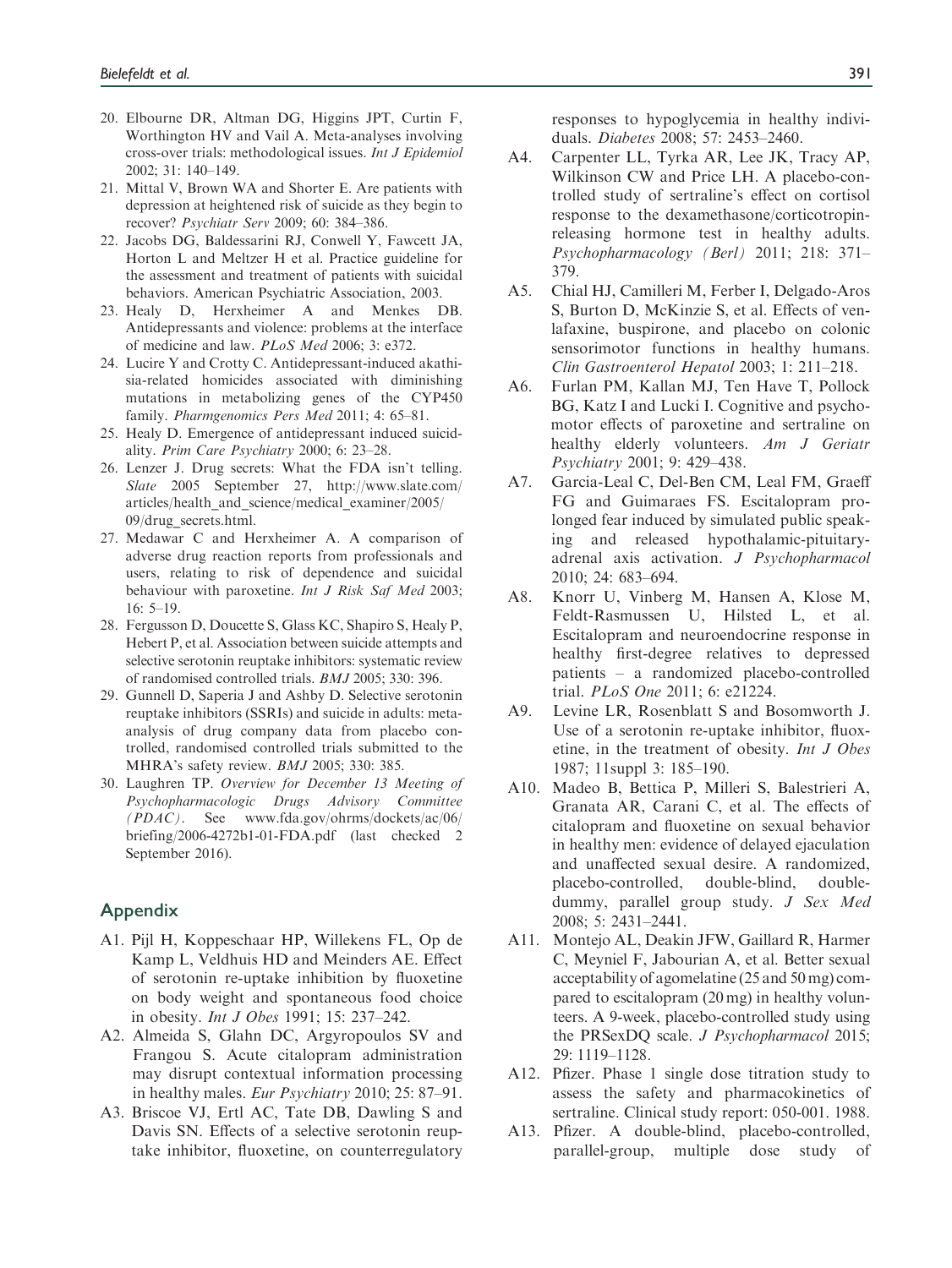20. Elbourne DR, Altman DG, Higgins JPT, Curtin F, Worthington HV and Vail A. Meta-analyses involving cross-over trials: methodological issues. *Int J Epidemiol* 2002; 31: 140–149.
21. Mittal V, Brown WA and Shorter E. Are patients with depression at heightened risk of suicide as they begin to recover? *Psychiatr Serv* 2009; 60: 384–386.
22. Jacobs DG, Baldessarini RJ, Conwell Y, Fawcett JA, Horton L and Meltzer H et al. Practice guideline for the assessment and treatment of patients with suicidal behaviors. American Psychiatric Association, 2003.
23. Healy D, Herxheimer A and Menkes DB. Antidepressants and violence: problems at the interface of medicine and law. *PLoS Med* 2006; 3: e372.
24. Lucire Y and Crotty C. Antidepressant-induced akathisia-related homicides associated with diminishing mutations in metabolizing genes of the CYP450 family. *Pharmgenomics Pers Med* 2011; 4: 65–81.
25. Healy D. Emergence of antidepressant induced suicidality. *Prim Care Psychiatry* 2000; 6: 23–28.
26. Lenzer J. Drug secrets: What the FDA isn't telling. *Slate* 2005 September 27, http://www.slate.com/articles/health_and_science/medical_examiner/2005/09/drug_secrets.html.
27. Medawar C and Herxheimer A. A comparison of adverse drug reaction reports from professionals and users, relating to risk of dependence and suicidal behaviour with paroxetine. *Int J Risk Saf Med* 2003; 16: 5–19.
28. Fergusson D, Doucette S, Glass KC, Shapiro S, Healy P, Hebert P, et al. Association between suicide attempts and selective serotonin reuptake inhibitors: systematic review of randomised controlled trials. *BMJ* 2005; 330: 396.
29. Gunnell D, Saperia J and Ashby D. Selective serotonin reuptake inhibitors (SSRIs) and suicide in adults: meta-analysis of drug company data from placebo controlled, randomised controlled trials submitted to the MHRA's safety review. *BMJ* 2005; 330: 385.
30. Laughren TP. *Overview for December 13 Meeting of Psychopharmacologic Drugs Advisory Committee (PDAC)*. See www.fda.gov/ohrms/dockets/ac/06/briefing/2006-4272b1-01-FDA.pdf (last checked 2 September 2016).

## Appendix

- A1. Pijl H, Koppeschaar HP, Willekens FL, Op de Kamp L, Veldhuis HD and Meinders AE. Effect of serotonin re-uptake inhibition by fluoxetine on body weight and spontaneous food choice in obesity. *Int J Obes* 1991; 15: 237–242.
- A2. Almeida S, Glahn DC, Argyropoulos SV and Frangou S. Acute citalopram administration may disrupt contextual information processing in healthy males. *Eur Psychiatry* 2010; 25: 87–91.
- A3. Briscoe VJ, Ertl AC, Tate DB, Dawling S and Davis SN. Effects of a selective serotonin reuptake inhibitor, fluoxetine, on counterregulatory responses to hypoglycemia in healthy individuals. *Diabetes* 2008; 57: 2453–2460.
- A4. Carpenter LL, Tyrka AR, Lee JK, Tracy AP, Wilkinson CW and Price LH. A placebo-controlled study of sertraline's effect on cortisol response to the dexamethasone/corticotropin-releasing hormone test in healthy adults. *Psychopharmacology (Berl)* 2011; 218: 371–379.
- A5. Chial HJ, Camilleri M, Ferber I, Delgado-Aros S, Burton D, McKinzie S, et al. Effects of venlafaxine, buspirone, and placebo on colonic sensorimotor functions in healthy humans. *Clin Gastroenterol Hepatol* 2003; 1: 211–218.
- A6. Furlan PM, Kallan MJ, Ten Have T, Pollock BG, Katz I and Lucki I. Cognitive and psychomotor effects of paroxetine and sertraline on healthy elderly volunteers. *Am J Geriatr Psychiatry* 2001; 9: 429–438.
- A7. Garcia-Leal C, Del-Ben CM, Leal FM, Graeff FG and Guimaraes FS. Escitalopram prolonged fear induced by simulated public speaking and released hypothalamic-pituitary-adrenal axis activation. *J Psychopharmacol* 2010; 24: 683–694.
- A8. Knorr U, Vinberg M, Hansen A, Klose M, Feldt-Rasmussen U, Hilsted L, et al. Escitalopram and neuroendocrine response in healthy first-degree relatives to depressed patients – a randomized placebo-controlled trial. *PLoS One* 2011; 6: e21224.
- A9. Levine LR, Rosenblatt S and Bosomworth J. Use of a serotonin re-uptake inhibitor, fluoxetine, in the treatment of obesity. *Int J Obes* 1987; 11suppl 3: 185–190.
- A10. Madeo B, Bettica P, Milleri S, Balestrieri A, Granata AR, Carani C, et al. The effects of citalopram and fluoxetine on sexual behavior in healthy men: evidence of delayed ejaculation and unaffected sexual desire. A randomized, placebo-controlled, double-blind, double-dummy, parallel group study. *J Sex Med* 2008; 5: 2431–2441.
- A11. Montejo AL, Deakin JFW, Gaillard R, Harmer C, Meyniel F, Jabourian A, et al. Better sexual acceptability of agomelatine (25 and 50 mg) compared to escitalopram (20 mg) in healthy volunteers. A 9-week, placebo-controlled study using the PRSexDQ scale. *J Psychopharmacol* 2015; 29: 1119–1128.
- A12. Pfizer. Phase 1 single dose titration study to assess the safety and pharmacokinetics of sertraline. Clinical study report: 050-001. 1988.
- A13. Pfizer. A double-blind, placebo-controlled, parallel-group, multiple dose study of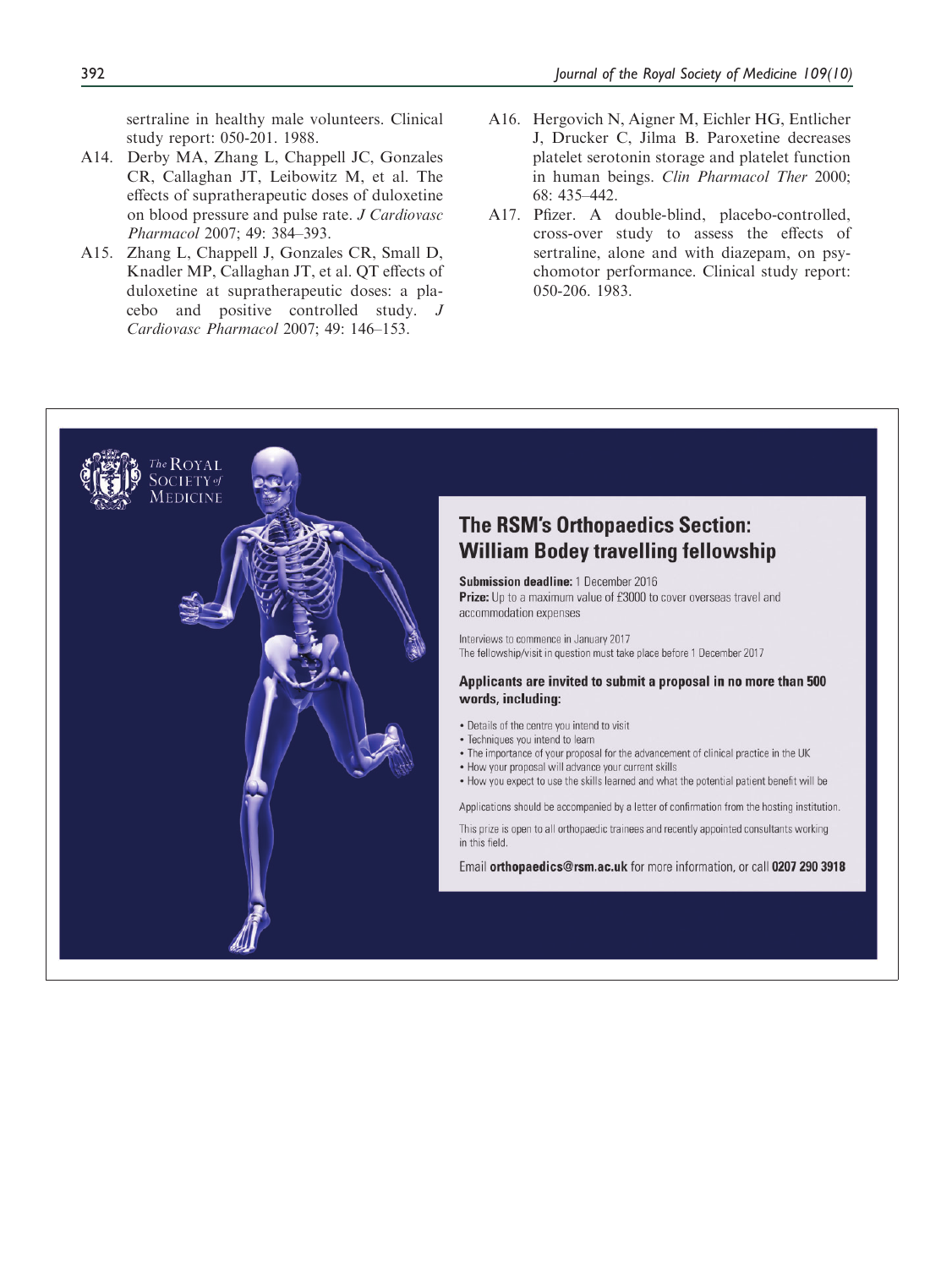sertraline in healthy male volunteers. Clinical study report: 050-201. 1988.

A14. Derby MA, Zhang L, Chappell JC, Gonzales CR, Callaghan JT, Leibowitz M, et al. The effects of supratherapeutic doses of duloxetine on blood pressure and pulse rate. *J Cardiovasc Pharmacol* 2007; 49: 384–393.

A15. Zhang L, Chappell J, Gonzales CR, Small D, Knadler MP, Callaghan JT, et al. QT effects of duloxetine at supratherapeutic doses: a placebo and positive controlled study. *J Cardiovasc Pharmacol* 2007; 49: 146–153.

A16. Hergovich N, Aigner M, Eichler HG, Entlicher J, Drucker C, Jilma B. Paroxetine decreases platelet serotonin storage and platelet function in human beings. *Clin Pharmacol Ther* 2000; 68: 435–442.

A17. Pfizer. A double-blind, placebo-controlled, cross-over study to assess the effects of sertraline, alone and with diazepam, on psychomotor performance. Clinical study report: 050-206. 1983.

The Royal Society of Medicine

## The RSM's Orthopaedics Section: William Bodey travelling fellowship

**Submission deadline:** 1 December 2016
**Prize:** Up to a maximum value of £3000 to cover overseas travel and accommodation expenses

Interviews to commence in January 2017
The fellowship/visit in question must take place before 1 December 2017

**Applicants are invited to submit a proposal in no more than 500 words, including:**

- Details of the centre you intend to visit
- Techniques you intend to learn
- The importance of your proposal for the advancement of clinical practice in the UK
- How your proposal will advance your current skills
- How you expect to use the skills learned and what the potential patient benefit will be

Applications should be accompanied by a letter of confirmation from the hosting institution.

This prize is open to all orthopaedic trainees and recently appointed consultants working in this field.

Email **orthopaedics@rsm.ac.uk** for more information, or call **0207 290 3918**